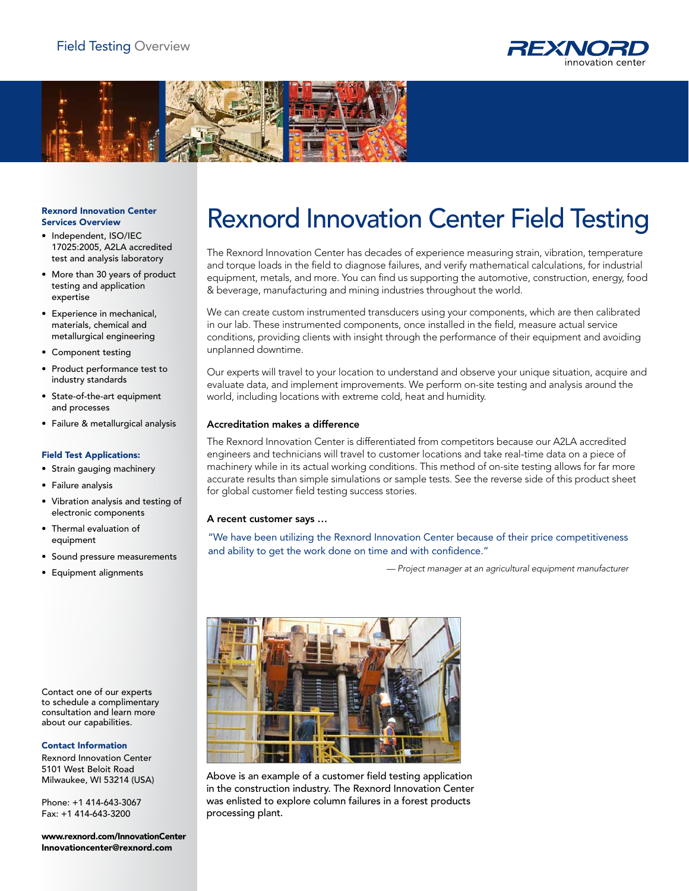Field Testing Overview

REXNORD innovation center

# Rexnord Innovation Center Field Testing

The Rexnord Innovation Center has decades of experience measuring strain, vibration, temperature and torque loads in the field to diagnose failures, and verify mathematical calculations, for industrial equipment, metals, and more. You can find us supporting the automotive, construction, energy, food & beverage, manufacturing and mining industries throughout the world.

We can create custom instrumented transducers using your components, which are then calibrated in our lab. These instrumented components, once installed in the field, measure actual service conditions, providing clients with insight through the performance of their equipment and avoiding unplanned downtime.

Our experts will travel to your location to understand and observe your unique situation, acquire and evaluate data, and implement improvements. We perform on-site testing and analysis around the world, including locations with extreme cold, heat and humidity.

### Accreditation makes a difference

The Rexnord Innovation Center is differentiated from competitors because our A2LA accredited engineers and technicians will travel to customer locations and take real-time data on a piece of machinery while in its actual working conditions. This method of on-site testing allows for far more accurate results than simple simulations or sample tests. See the reverse side of this product sheet for global customer field testing success stories.

### A recent customer says …

"We have been utilizing the Rexnord Innovation Center because of their price competitiveness and ability to get the work done on time and with confidence."

*— Project manager at an agricultural equipment manufacturer*

Above is an example of a customer field testing application in the construction industry. The Rexnord Innovation Center was enlisted to explore column failures in a forest products processing plant.

**Rexnord Innovation Center Services Overview**

- Independent, ISO/IEC 17025:2005, A2LA accredited test and analysis laboratory
- More than 30 years of product testing and application expertise
- Experience in mechanical, materials, chemical and metallurgical engineering
- Component testing
- Product performance test to industry standards
- State-of-the-art equipment and processes
- Failure & metallurgical analysis

**Field Test Applications:**

- Strain gauging machinery
- Failure analysis
- Vibration analysis and testing of electronic components
- Thermal evaluation of equipment
- Sound pressure measurements
- Equipment alignments

Contact one of our experts to schedule a complimentary consultation and learn more about our capabilities.

**Contact Information**

Rexnord Innovation Center
5101 West Beloit Road
Milwaukee, WI 53214 (USA)

Phone: +1 414-643-3067
Fax: +1 414-643-3200

**www.rexnord.com/InnovationCenter**
**Innovationcenter@rexnord.com**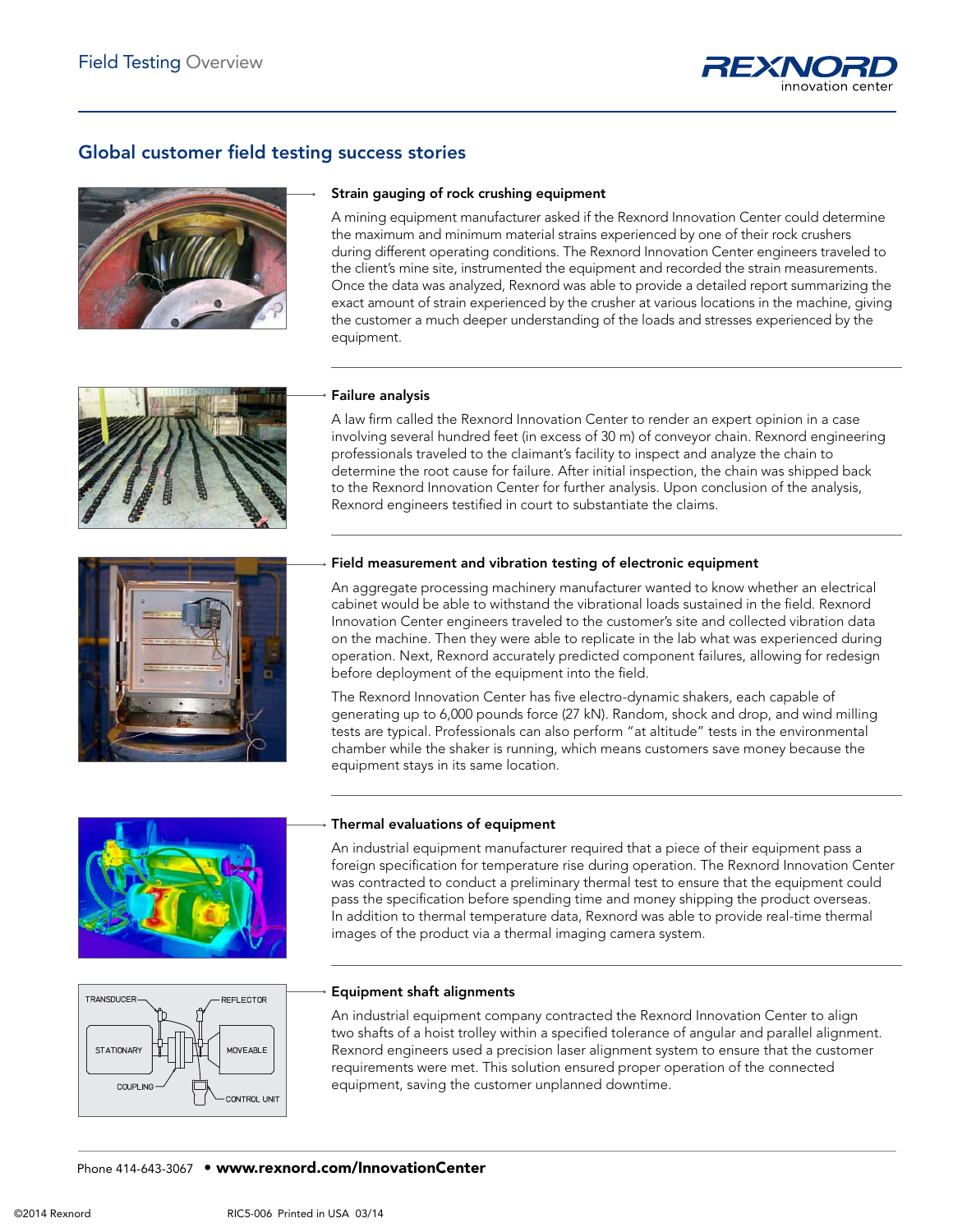## Global customer field testing success stories

### Strain gauging of rock crushing equipment

A mining equipment manufacturer asked if the Rexnord Innovation Center could determine the maximum and minimum material strains experienced by one of their rock crushers during different operating conditions. The Rexnord Innovation Center engineers traveled to the client's mine site, instrumented the equipment and recorded the strain measurements. Once the data was analyzed, Rexnord was able to provide a detailed report summarizing the exact amount of strain experienced by the crusher at various locations in the machine, giving the customer a much deeper understanding of the loads and stresses experienced by the equipment.

### Failure analysis

A law firm called the Rexnord Innovation Center to render an expert opinion in a case involving several hundred feet (in excess of 30 m) of conveyor chain. Rexnord engineering professionals traveled to the claimant's facility to inspect and analyze the chain to determine the root cause for failure. After initial inspection, the chain was shipped back to the Rexnord Innovation Center for further analysis. Upon conclusion of the analysis, Rexnord engineers testified in court to substantiate the claims.

### Field measurement and vibration testing of electronic equipment

An aggregate processing machinery manufacturer wanted to know whether an electrical cabinet would be able to withstand the vibrational loads sustained in the field. Rexnord Innovation Center engineers traveled to the customer's site and collected vibration data on the machine. Then they were able to replicate in the lab what was experienced during operation. Next, Rexnord accurately predicted component failures, allowing for redesign before deployment of the equipment into the field.

The Rexnord Innovation Center has five electro-dynamic shakers, each capable of generating up to 6,000 pounds force (27 kN). Random, shock and drop, and wind milling tests are typical. Professionals can also perform "at altitude" tests in the environmental chamber while the shaker is running, which means customers save money because the equipment stays in its same location.

### Thermal evaluations of equipment

An industrial equipment manufacturer required that a piece of their equipment pass a foreign specification for temperature rise during operation. The Rexnord Innovation Center was contracted to conduct a preliminary thermal test to ensure that the equipment could pass the specification before spending time and money shipping the product overseas. In addition to thermal temperature data, Rexnord was able to provide real-time thermal images of the product via a thermal imaging camera system.

### Equipment shaft alignments

TRANSDUCER
REFLECTOR
STATIONARY
MOVEABLE
COUPLING
CONTROL UNIT

An industrial equipment company contracted the Rexnord Innovation Center to align two shafts of a hoist trolley within a specified tolerance of angular and parallel alignment. Rexnord engineers used a precision laser alignment system to ensure that the customer requirements were met. This solution ensured proper operation of the connected equipment, saving the customer unplanned downtime.

Phone 414-643-3067 • **www.rexnord.com/InnovationCenter**

©2014 Rexnord RIC5-006 Printed in USA 03/14